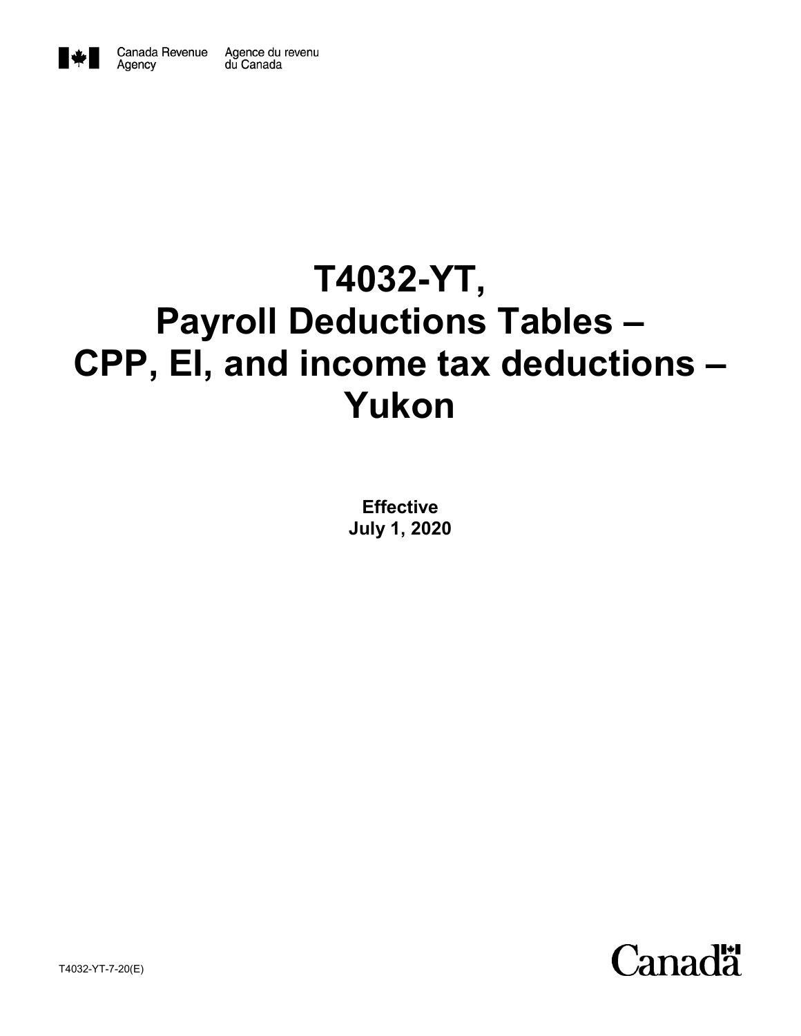Canada Revenue Agency Agence du revenu du Canada

# T4032-YT, Payroll Deductions Tables – CPP, EI, and income tax deductions – Yukon

**Effective**
**July 1, 2020**

T4032-YT-7-20(E)

Canada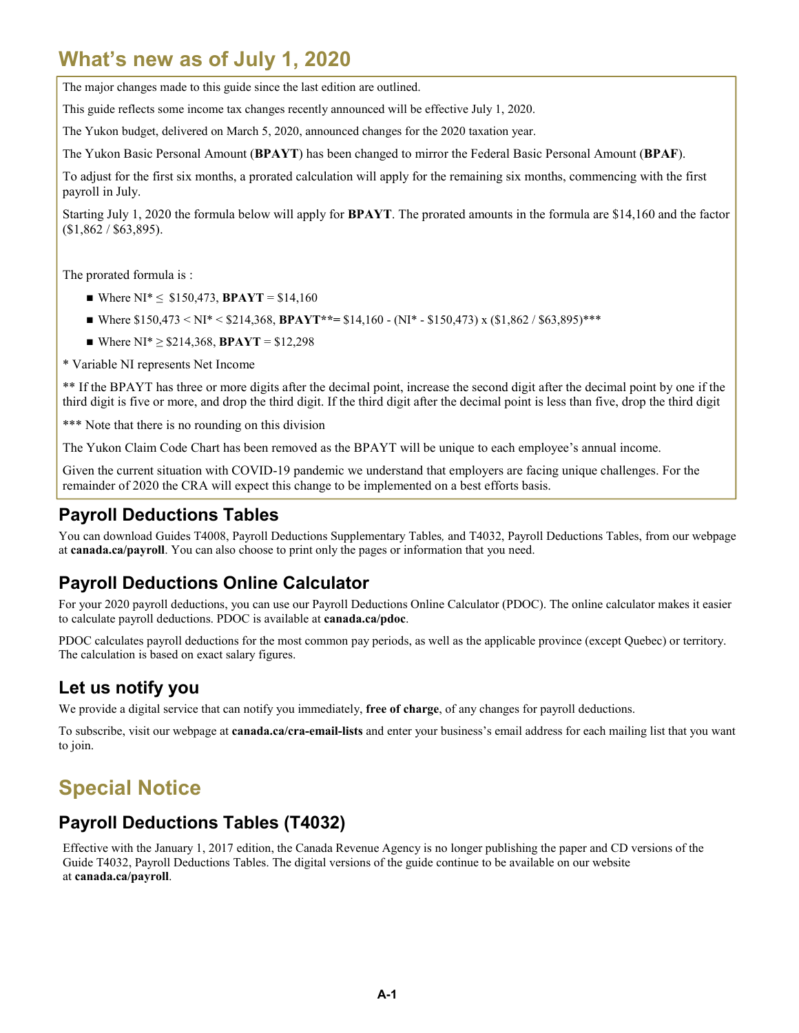# What's new as of July 1, 2020

The major changes made to this guide since the last edition are outlined.

This guide reflects some income tax changes recently announced will be effective July 1, 2020.

The Yukon budget, delivered on March 5, 2020, announced changes for the 2020 taxation year.

The Yukon Basic Personal Amount (**BPAYT**) has been changed to mirror the Federal Basic Personal Amount (**BPAF**).

To adjust for the first six months, a prorated calculation will apply for the remaining six months, commencing with the first payroll in July.

Starting July 1, 2020 the formula below will apply for **BPAYT**. The prorated amounts in the formula are $14,160 and the factor ($1,862 / $63,895).

The prorated formula is :

- Where NI* ≤ $150,473, **BPAYT** = $14,160
- Where $150,473 < NI* < $214,368, **BPAYT**\*\*= $14,160 - (NI* - $150,473) x ($1,862 / $63,895)***
- Where NI* ≥ $214,368, **BPAYT** = $12,298

\* Variable NI represents Net Income

\*\* If the BPAYT has three or more digits after the decimal point, increase the second digit after the decimal point by one if the third digit is five or more, and drop the third digit. If the third digit after the decimal point is less than five, drop the third digit

\*\*\* Note that there is no rounding on this division

The Yukon Claim Code Chart has been removed as the BPAYT will be unique to each employee's annual income.

Given the current situation with COVID-19 pandemic we understand that employers are facing unique challenges. For the remainder of 2020 the CRA will expect this change to be implemented on a best efforts basis.

## Payroll Deductions Tables

You can download Guides T4008, Payroll Deductions Supplementary Tables, and T4032, Payroll Deductions Tables, from our webpage at **canada.ca/payroll**. You can also choose to print only the pages or information that you need.

## Payroll Deductions Online Calculator

For your 2020 payroll deductions, you can use our Payroll Deductions Online Calculator (PDOC). The online calculator makes it easier to calculate payroll deductions. PDOC is available at **canada.ca/pdoc**.

PDOC calculates payroll deductions for the most common pay periods, as well as the applicable province (except Quebec) or territory. The calculation is based on exact salary figures.

## Let us notify you

We provide a digital service that can notify you immediately, **free of charge**, of any changes for payroll deductions.

To subscribe, visit our webpage at **canada.ca/cra-email-lists** and enter your business's email address for each mailing list that you want to join.

# Special Notice

## Payroll Deductions Tables (T4032)

Effective with the January 1, 2017 edition, the Canada Revenue Agency is no longer publishing the paper and CD versions of the Guide T4032, Payroll Deductions Tables. The digital versions of the guide continue to be available on our website at **canada.ca/payroll**.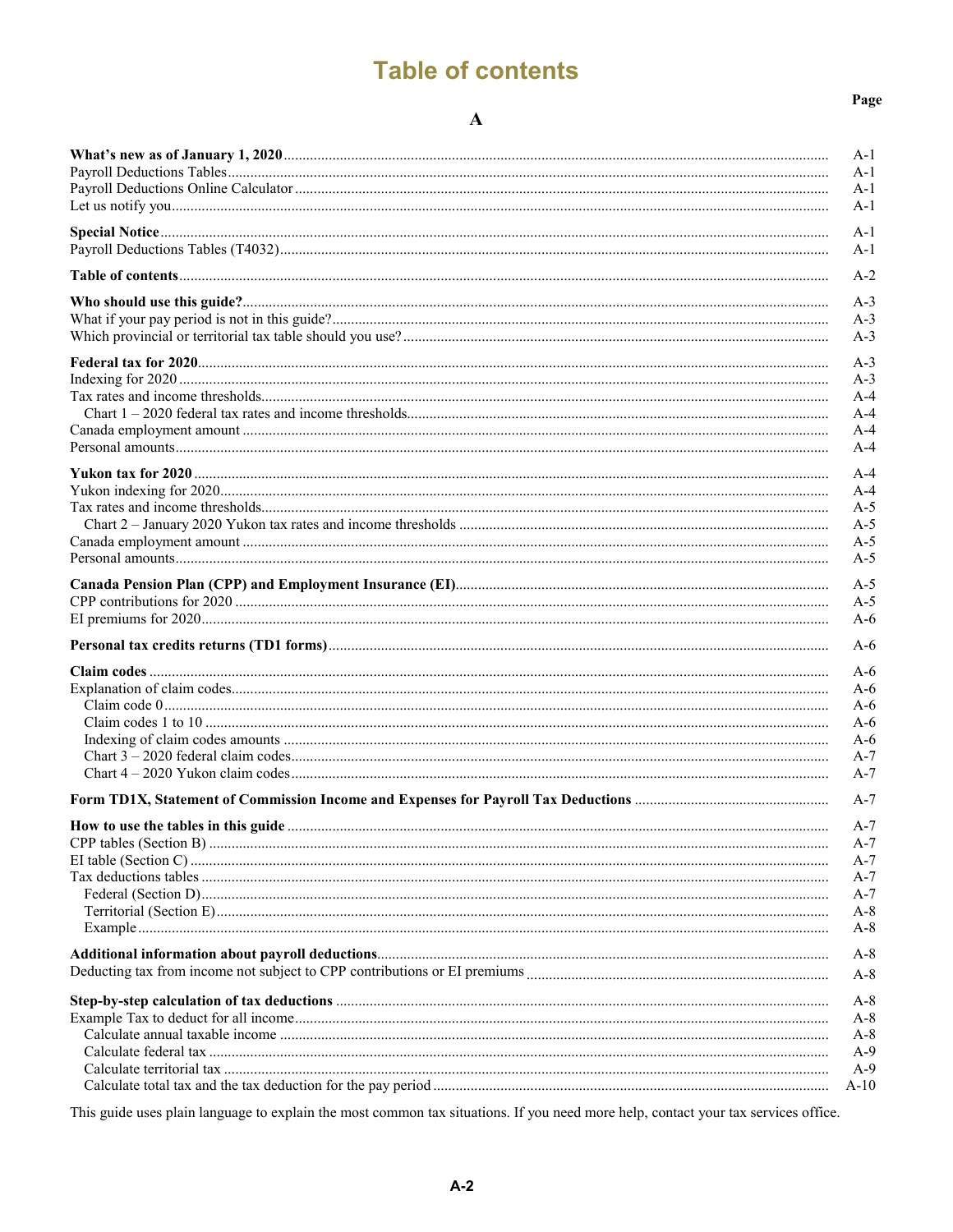# Table of contents

|  | Page |
|---|---|
| **A** | |
| **What's new as of January 1, 2020** | A-1 |
| Payroll Deductions Tables | A-1 |
| Payroll Deductions Online Calculator | A-1 |
| Let us notify you | A-1 |
| **Special Notice** | A-1 |
| Payroll Deductions Tables (T4032) | A-1 |
| **Table of contents** | A-2 |
| **Who should use this guide?** | A-3 |
| What if your pay period is not in this guide? | A-3 |
| Which provincial or territorial tax table should you use? | A-3 |
| **Federal tax for 2020** | A-3 |
| Indexing for 2020 | A-3 |
| Tax rates and income thresholds | A-4 |
| Chart 1 – 2020 federal tax rates and income thresholds | A-4 |
| Canada employment amount | A-4 |
| Personal amounts | A-4 |
| **Yukon tax for 2020** | A-4 |
| Yukon indexing for 2020 | A-4 |
| Tax rates and income thresholds | A-5 |
| Chart 2 – January 2020 Yukon tax rates and income thresholds | A-5 |
| Canada employment amount | A-5 |
| Personal amounts | A-5 |
| **Canada Pension Plan (CPP) and Employment Insurance (EI)** | A-5 |
| CPP contributions for 2020 | A-5 |
| EI premiums for 2020 | A-6 |
| **Personal tax credits returns (TD1 forms)** | A-6 |
| **Claim codes** | A-6 |
| Explanation of claim codes | A-6 |
| Claim code 0 | A-6 |
| Claim codes 1 to 10 | A-6 |
| Indexing of claim codes amounts | A-6 |
| Chart 3 – 2020 federal claim codes | A-7 |
| Chart 4 – 2020 Yukon claim codes | A-7 |
| **Form TD1X, Statement of Commission Income and Expenses for Payroll Tax Deductions** | A-7 |
| **How to use the tables in this guide** | A-7 |
| CPP tables (Section B) | A-7 |
| EI table (Section C) | A-7 |
| Tax deductions tables | A-7 |
| Federal (Section D) | A-7 |
| Territorial (Section E) | A-8 |
| Example | A-8 |
| **Additional information about payroll deductions** | A-8 |
| Deducting tax from income not subject to CPP contributions or EI premiums | A-8 |
| **Step-by-step calculation of tax deductions** | A-8 |
| Example Tax to deduct for all income | A-8 |
| Calculate annual taxable income | A-8 |
| Calculate federal tax | A-9 |
| Calculate territorial tax | A-9 |
| Calculate total tax and the tax deduction for the pay period | A-10 |

This guide uses plain language to explain the most common tax situations. If you need more help, contact your tax services office.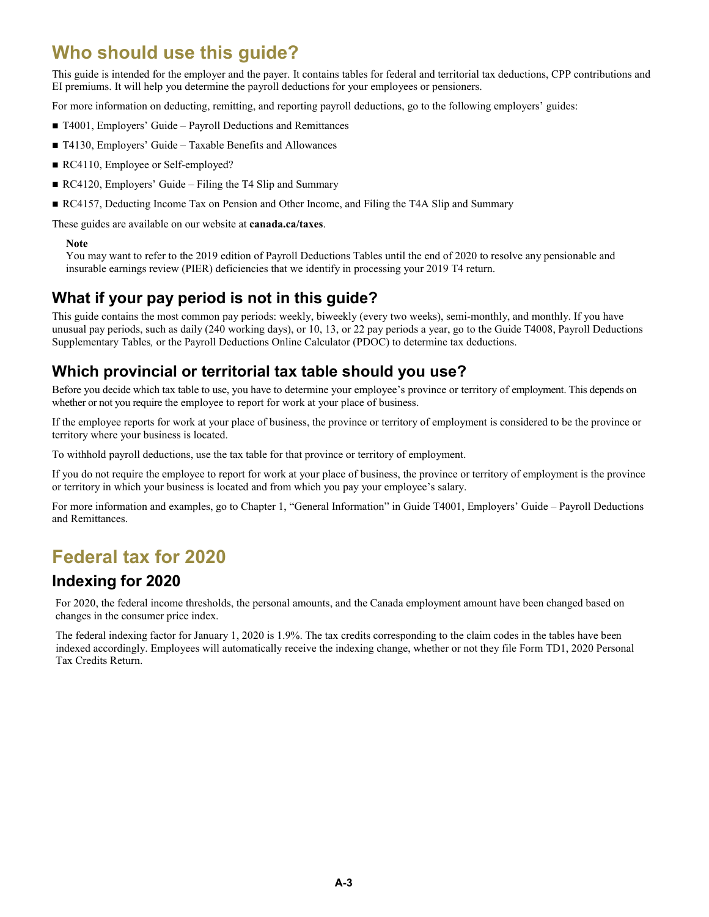# Who should use this guide?

This guide is intended for the employer and the payer. It contains tables for federal and territorial tax deductions, CPP contributions and EI premiums. It will help you determine the payroll deductions for your employees or pensioners.

For more information on deducting, remitting, and reporting payroll deductions, go to the following employers' guides:

- T4001, Employers' Guide – Payroll Deductions and Remittances
- T4130, Employers' Guide – Taxable Benefits and Allowances
- RC4110, Employee or Self-employed?
- RC4120, Employers' Guide – Filing the T4 Slip and Summary
- RC4157, Deducting Income Tax on Pension and Other Income, and Filing the T4A Slip and Summary

These guides are available on our website at **canada.ca/taxes**.

**Note**
You may want to refer to the 2019 edition of Payroll Deductions Tables until the end of 2020 to resolve any pensionable and insurable earnings review (PIER) deficiencies that we identify in processing your 2019 T4 return.

## What if your pay period is not in this guide?

This guide contains the most common pay periods: weekly, biweekly (every two weeks), semi-monthly, and monthly. If you have unusual pay periods, such as daily (240 working days), or 10, 13, or 22 pay periods a year, go to the Guide T4008, Payroll Deductions Supplementary Tables*,* or the Payroll Deductions Online Calculator (PDOC) to determine tax deductions.

## Which provincial or territorial tax table should you use?

Before you decide which tax table to use, you have to determine your employee's province or territory of employment. This depends on whether or not you require the employee to report for work at your place of business.

If the employee reports for work at your place of business, the province or territory of employment is considered to be the province or territory where your business is located.

To withhold payroll deductions, use the tax table for that province or territory of employment.

If you do not require the employee to report for work at your place of business, the province or territory of employment is the province or territory in which your business is located and from which you pay your employee's salary.

For more information and examples, go to Chapter 1, "General Information" in Guide T4001, Employers' Guide – Payroll Deductions and Remittances.

# Federal tax for 2020

## Indexing for 2020

For 2020, the federal income thresholds, the personal amounts, and the Canada employment amount have been changed based on changes in the consumer price index.

The federal indexing factor for January 1, 2020 is 1.9%. The tax credits corresponding to the claim codes in the tables have been indexed accordingly. Employees will automatically receive the indexing change, whether or not they file Form TD1, 2020 Personal Tax Credits Return.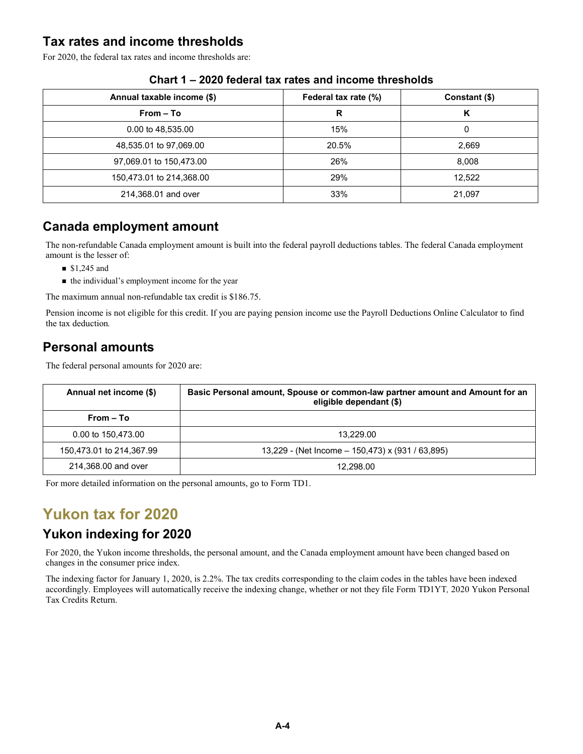## Tax rates and income thresholds

For 2020, the federal tax rates and income thresholds are:

**Chart 1 – 2020 federal tax rates and income thresholds**

| Annual taxable income ($) | Federal tax rate (%) | Constant ($) |
|---|---|---|
| From – To | R | K |
| 0.00 to 48,535.00 | 15% | 0 |
| 48,535.01 to 97,069.00 | 20.5% | 2,669 |
| 97,069.01 to 150,473.00 | 26% | 8,008 |
| 150,473.01 to 214,368.00 | 29% | 12,522 |
| 214,368.01 and over | 33% | 21,097 |

## Canada employment amount

The non-refundable Canada employment amount is built into the federal payroll deductions tables. The federal Canada employment amount is the lesser of:

- $1,245 and
- the individual's employment income for the year

The maximum annual non-refundable tax credit is $186.75.

Pension income is not eligible for this credit. If you are paying pension income use the Payroll Deductions Online Calculator to find the tax deduction.

## Personal amounts

The federal personal amounts for 2020 are:

| Annual net income ($) | Basic Personal amount, Spouse or common-law partner amount and Amount for an eligible dependant ($) |
|---|---|
| From – To | |
| 0.00 to 150,473.00 | 13,229.00 |
| 150,473.01 to 214,367.99 | 13,229 - (Net Income – 150,473) x (931 / 63,895) |
| 214,368.00 and over | 12,298.00 |

For more detailed information on the personal amounts, go to Form TD1.

# Yukon tax for 2020

## Yukon indexing for 2020

For 2020, the Yukon income thresholds, the personal amount, and the Canada employment amount have been changed based on changes in the consumer price index.

The indexing factor for January 1, 2020, is 2.2%. The tax credits corresponding to the claim codes in the tables have been indexed accordingly. Employees will automatically receive the indexing change, whether or not they file Form TD1YT, *2020 Yukon Personal Tax Credits Return*.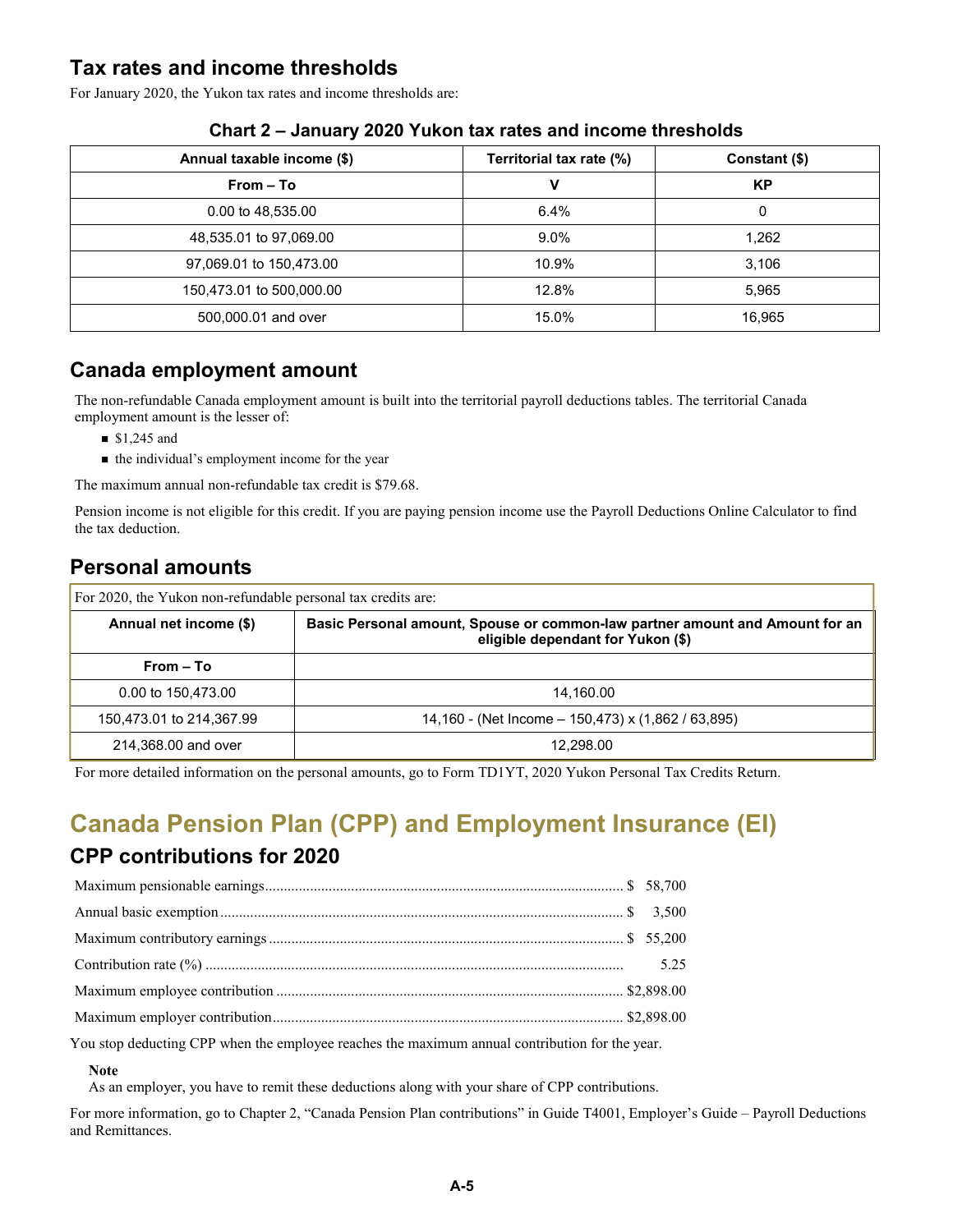## Tax rates and income thresholds

For January 2020, the Yukon tax rates and income thresholds are:

**Chart 2 – January 2020 Yukon tax rates and income thresholds**

| Annual taxable income ($) | Territorial tax rate (%) | Constant ($) |
|---|---|---|
| From – To | V | KP |
| 0.00 to 48,535.00 | 6.4% | 0 |
| 48,535.01 to 97,069.00 | 9.0% | 1,262 |
| 97,069.01 to 150,473.00 | 10.9% | 3,106 |
| 150,473.01 to 500,000.00 | 12.8% | 5,965 |
| 500,000.01 and over | 15.0% | 16,965 |

## Canada employment amount

The non-refundable Canada employment amount is built into the territorial payroll deductions tables. The territorial Canada employment amount is the lesser of:

- $1,245 and
- the individual's employment income for the year

The maximum annual non-refundable tax credit is $79.68.

Pension income is not eligible for this credit. If you are paying pension income use the Payroll Deductions Online Calculator to find the tax deduction.

## Personal amounts

For 2020, the Yukon non-refundable personal tax credits are:

| Annual net income ($) | Basic Personal amount, Spouse or common-law partner amount and Amount for an eligible dependant for Yukon ($) |
|---|---|
| From – To | |
| 0.00 to 150,473.00 | 14,160.00 |
| 150,473.01 to 214,367.99 | 14,160 - (Net Income – 150,473) x (1,862 / 63,895) |
| 214,368.00 and over | 12,298.00 |

For more detailed information on the personal amounts, go to Form TD1YT, 2020 Yukon Personal Tax Credits Return.

# Canada Pension Plan (CPP) and Employment Insurance (EI)

## CPP contributions for 2020

| | |
|---|---|
| Maximum pensionable earnings | $ 58,700 |
| Annual basic exemption | $ 3,500 |
| Maximum contributory earnings | $ 55,200 |
| Contribution rate (%) | 5.25 |
| Maximum employee contribution | $2,898.00 |
| Maximum employer contribution | $2,898.00 |

You stop deducting CPP when the employee reaches the maximum annual contribution for the year.

**Note**
As an employer, you have to remit these deductions along with your share of CPP contributions.

For more information, go to Chapter 2, "Canada Pension Plan contributions" in Guide T4001, Employer's Guide – Payroll Deductions and Remittances.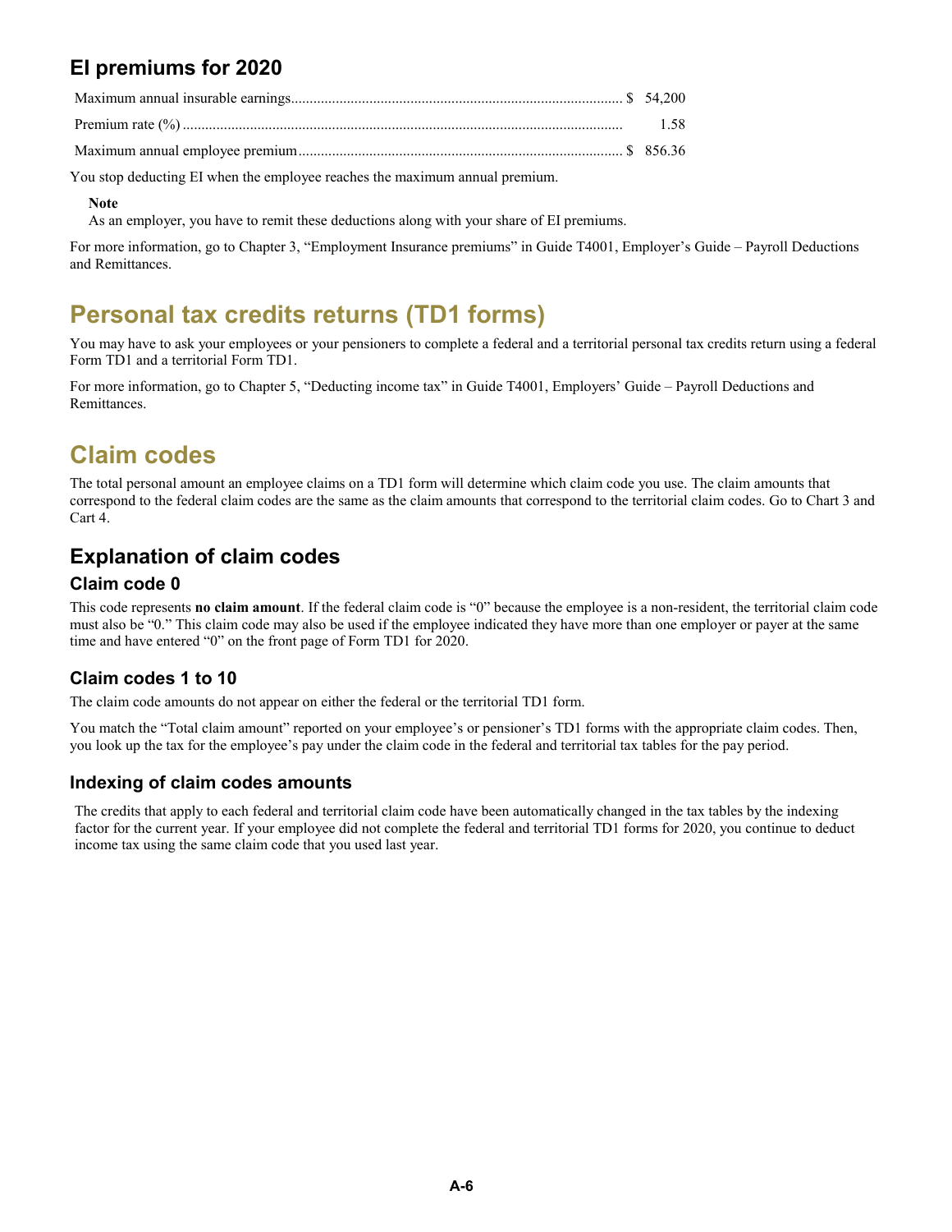## EI premiums for 2020

| | |
|---|---|
| Maximum annual insurable earnings | $ 54,200 |
| Premium rate (%) | 1.58 |
| Maximum annual employee premium | $ 856.36 |

You stop deducting EI when the employee reaches the maximum annual premium.

**Note**
As an employer, you have to remit these deductions along with your share of EI premiums.

For more information, go to Chapter 3, "Employment Insurance premiums" in Guide T4001, Employer's Guide – Payroll Deductions and Remittances.

# Personal tax credits returns (TD1 forms)

You may have to ask your employees or your pensioners to complete a federal and a territorial personal tax credits return using a federal Form TD1 and a territorial Form TD1.

For more information, go to Chapter 5, "Deducting income tax" in Guide T4001, Employers' Guide – Payroll Deductions and Remittances.

# Claim codes

The total personal amount an employee claims on a TD1 form will determine which claim code you use. The claim amounts that correspond to the federal claim codes are the same as the claim amounts that correspond to the territorial claim codes. Go to Chart 3 and Cart 4.

## Explanation of claim codes

### Claim code 0

This code represents **no claim amount**. If the federal claim code is "0" because the employee is a non-resident, the territorial claim code must also be "0." This claim code may also be used if the employee indicated they have more than one employer or payer at the same time and have entered "0" on the front page of Form TD1 for 2020.

### Claim codes 1 to 10

The claim code amounts do not appear on either the federal or the territorial TD1 form.

You match the "Total claim amount" reported on your employee's or pensioner's TD1 forms with the appropriate claim codes. Then, you look up the tax for the employee's pay under the claim code in the federal and territorial tax tables for the pay period.

### Indexing of claim codes amounts

The credits that apply to each federal and territorial claim code have been automatically changed in the tax tables by the indexing factor for the current year. If your employee did not complete the federal and territorial TD1 forms for 2020, you continue to deduct income tax using the same claim code that you used last year.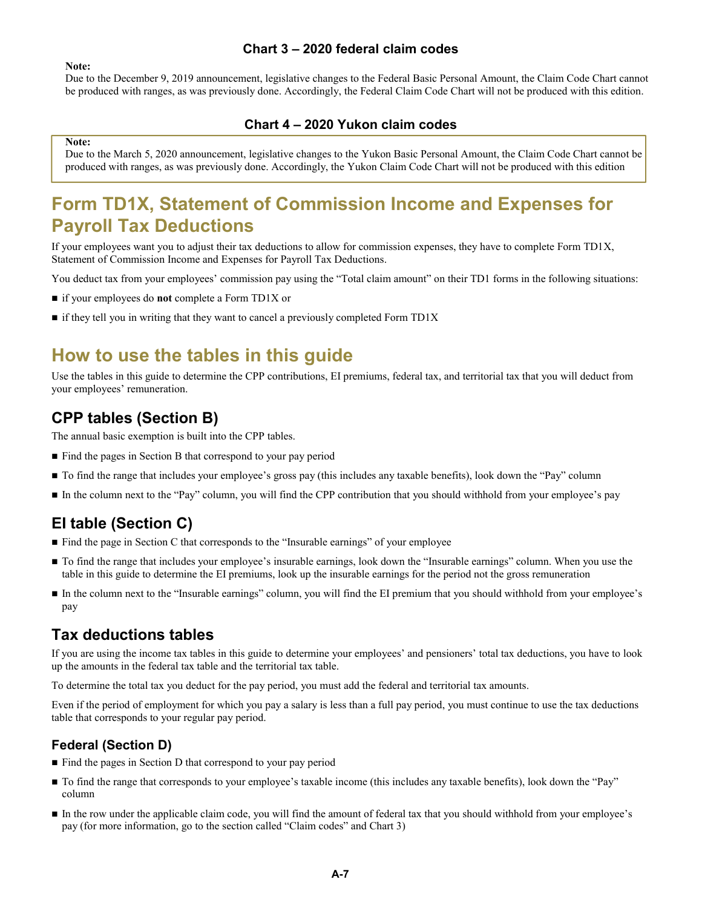### Chart 3 – 2020 federal claim codes

**Note:**
Due to the December 9, 2019 announcement, legislative changes to the Federal Basic Personal Amount, the Claim Code Chart cannot be produced with ranges, as was previously done. Accordingly, the Federal Claim Code Chart will not be produced with this edition.

### Chart 4 – 2020 Yukon claim codes

**Note:**
Due to the March 5, 2020 announcement, legislative changes to the Yukon Basic Personal Amount, the Claim Code Chart cannot be produced with ranges, as was previously done. Accordingly, the Yukon Claim Code Chart will not be produced with this edition

# Form TD1X, Statement of Commission Income and Expenses for Payroll Tax Deductions

If your employees want you to adjust their tax deductions to allow for commission expenses, they have to complete Form TD1X, Statement of Commission Income and Expenses for Payroll Tax Deductions.

You deduct tax from your employees' commission pay using the "Total claim amount" on their TD1 forms in the following situations:

- if your employees do **not** complete a Form TD1X or
- if they tell you in writing that they want to cancel a previously completed Form TD1X

# How to use the tables in this guide

Use the tables in this guide to determine the CPP contributions, EI premiums, federal tax, and territorial tax that you will deduct from your employees' remuneration.

## CPP tables (Section B)

The annual basic exemption is built into the CPP tables.

- Find the pages in Section B that correspond to your pay period
- To find the range that includes your employee's gross pay (this includes any taxable benefits), look down the "Pay" column
- In the column next to the "Pay" column, you will find the CPP contribution that you should withhold from your employee's pay

## EI table (Section C)

- Find the page in Section C that corresponds to the "Insurable earnings" of your employee
- To find the range that includes your employee's insurable earnings, look down the "Insurable earnings" column. When you use the table in this guide to determine the EI premiums, look up the insurable earnings for the period not the gross remuneration
- In the column next to the "Insurable earnings" column, you will find the EI premium that you should withhold from your employee's pay

## Tax deductions tables

If you are using the income tax tables in this guide to determine your employees' and pensioners' total tax deductions, you have to look up the amounts in the federal tax table and the territorial tax table.

To determine the total tax you deduct for the pay period, you must add the federal and territorial tax amounts.

Even if the period of employment for which you pay a salary is less than a full pay period, you must continue to use the tax deductions table that corresponds to your regular pay period.

### Federal (Section D)

- Find the pages in Section D that correspond to your pay period
- To find the range that corresponds to your employee's taxable income (this includes any taxable benefits), look down the "Pay" column
- In the row under the applicable claim code, you will find the amount of federal tax that you should withhold from your employee's pay (for more information, go to the section called "Claim codes" and Chart 3)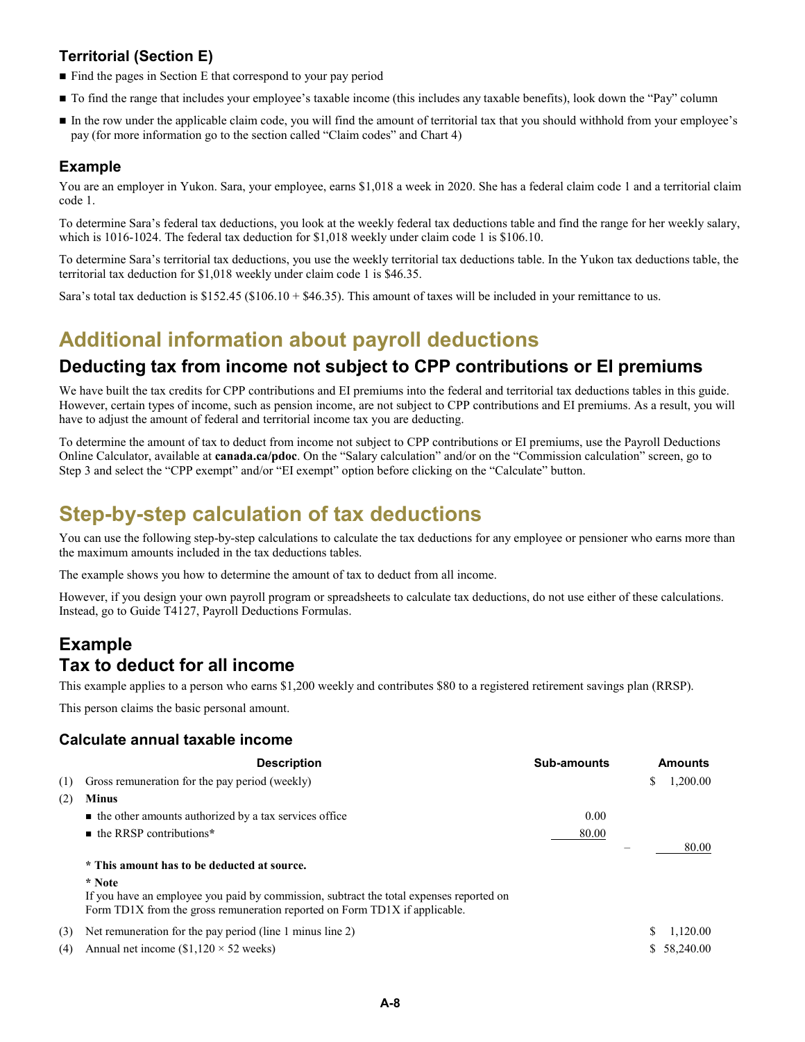### Territorial (Section E)

- Find the pages in Section E that correspond to your pay period
- To find the range that includes your employee's taxable income (this includes any taxable benefits), look down the "Pay" column
- In the row under the applicable claim code, you will find the amount of territorial tax that you should withhold from your employee's pay (for more information go to the section called "Claim codes" and Chart 4)

### Example

You are an employer in Yukon. Sara, your employee, earns $1,018 a week in 2020. She has a federal claim code 1 and a territorial claim code 1.

To determine Sara's federal tax deductions, you look at the weekly federal tax deductions table and find the range for her weekly salary, which is 1016-1024. The federal tax deduction for $1,018 weekly under claim code 1 is $106.10.

To determine Sara's territorial tax deductions, you use the weekly territorial tax deductions table. In the Yukon tax deductions table, the territorial tax deduction for $1,018 weekly under claim code 1 is $46.35.

Sara's total tax deduction is $152.45 ($106.10 + $46.35). This amount of taxes will be included in your remittance to us.

# Additional information about payroll deductions

## Deducting tax from income not subject to CPP contributions or EI premiums

We have built the tax credits for CPP contributions and EI premiums into the federal and territorial tax deductions tables in this guide. However, certain types of income, such as pension income, are not subject to CPP contributions and EI premiums. As a result, you will have to adjust the amount of federal and territorial income tax you are deducting.

To determine the amount of tax to deduct from income not subject to CPP contributions or EI premiums, use the Payroll Deductions Online Calculator, available at **canada.ca/pdoc**. On the "Salary calculation" and/or on the "Commission calculation" screen, go to Step 3 and select the "CPP exempt" and/or "EI exempt" option before clicking on the "Calculate" button.

# Step-by-step calculation of tax deductions

You can use the following step-by-step calculations to calculate the tax deductions for any employee or pensioner who earns more than the maximum amounts included in the tax deductions tables.

The example shows you how to determine the amount of tax to deduct from all income.

However, if you design your own payroll program or spreadsheets to calculate tax deductions, do not use either of these calculations. Instead, go to Guide T4127, Payroll Deductions Formulas.

## Example
## Tax to deduct for all income

This example applies to a person who earns $1,200 weekly and contributes $80 to a registered retirement savings plan (RRSP).

This person claims the basic personal amount.

### Calculate annual taxable income

| | Description | Sub-amounts | Amounts |
|---|---|---|---|
| (1) | Gross remuneration for the pay period (weekly) | | $ 1,200.00 |
| (2) | **Minus** | | |
| | ■ the other amounts authorized by a tax services office | 0.00 | |
| | ■ the RRSP contributions* | 80.00 | |
| | | | – 80.00 |
| | **\* This amount has to be deducted at source.** | | |
| | **\* Note** If you have an employee you paid by commission, subtract the total expenses reported on Form TD1X from the gross remuneration reported on Form TD1X if applicable. | | |
| (3) | Net remuneration for the pay period (line 1 minus line 2) | | $ 1,120.00 |
| (4) | Annual net income ($1,120 × 52 weeks) | | $ 58,240.00 |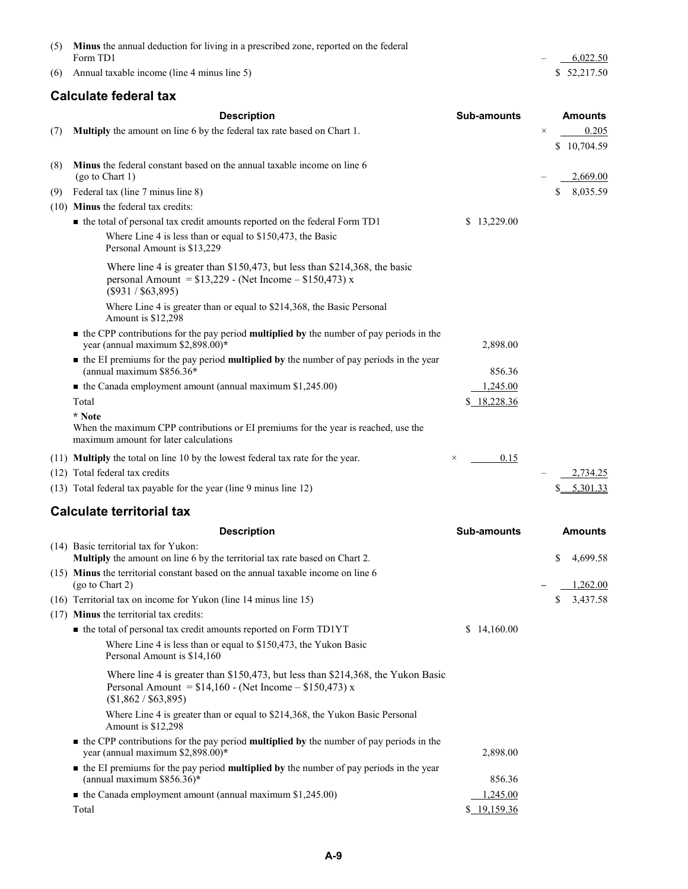| | | | |
|---|---|---|---|
| (5) | **Minus** the annual deduction for living in a prescribed zone, reported on the federal Form TD1 | | – 6,022.50 |
| (6) | Annual taxable income (line 4 minus line 5) | | $ 52,217.50 |

## Calculate federal tax

| | Description | Sub-amounts | Amounts |
|---|---|---|---|
| (7) | **Multiply** the amount on line 6 by the federal tax rate based on Chart 1. | | × 0.205 |
| | | | $ 10,704.59 |
| (8) | **Minus** the federal constant based on the annual taxable income on line 6 (go to Chart 1) | | – 2,669.00 |
| (9) | Federal tax (line 7 minus line 8) | | $ 8,035.59 |
| (10) | **Minus** the federal tax credits: | | |
| | ■ the total of personal tax credit amounts reported on the federal Form TD1 | $ 13,229.00 | |
| | Where Line 4 is less than or equal to $150,473, the Basic Personal Amount is $13,229 | | |
| | Where line 4 is greater than $150,473, but less than $214,368, the basic personal Amount = $13,229 - (Net Income – $150,473) x ($931 / $63,895) | | |
| | Where Line 4 is greater than or equal to $214,368, the Basic Personal Amount is $12,298 | | |
| | ■ the CPP contributions for the pay period **multiplied by** the number of pay periods in the year (annual maximum $2,898.00)* | 2,898.00 | |
| | ■ the EI premiums for the pay period **multiplied by** the number of pay periods in the year (annual maximum $856.36* | 856.36 | |
| | ■ the Canada employment amount (annual maximum $1,245.00) | 1,245.00 | |
| | Total | $ 18,228.36 | |
| | **\* Note** When the maximum CPP contributions or EI premiums for the year is reached, use the maximum amount for later calculations | | |
| (11) | **Multiply** the total on line 10 by the lowest federal tax rate for the year. | × 0.15 | |
| (12) | Total federal tax credits | | – 2,734.25 |
| (13) | Total federal tax payable for the year (line 9 minus line 12) | | $ 5,301.33 |

## Calculate territorial tax

| | Description | Sub-amounts | Amounts |
|---|---|---|---|
| (14) | Basic territorial tax for Yukon: **Multiply** the amount on line 6 by the territorial tax rate based on Chart 2. | | $ 4,699.58 |
| (15) | **Minus** the territorial constant based on the annual taxable income on line 6 (go to Chart 2) | | – 1,262.00 |
| (16) | Territorial tax on income for Yukon (line 14 minus line 15) | | $ 3,437.58 |
| (17) | **Minus** the territorial tax credits: | | |
| | ■ the total of personal tax credit amounts reported on Form TD1YT | $ 14,160.00 | |
| | Where Line 4 is less than or equal to $150,473, the Yukon Basic Personal Amount is $14,160 | | |
| | Where line 4 is greater than $150,473, but less than $214,368, the Yukon Basic Personal Amount = $14,160 - (Net Income – $150,473) x ($1,862 / $63,895) | | |
| | Where Line 4 is greater than or equal to $214,368, the Yukon Basic Personal Amount is $12,298 | | |
| | ■ the CPP contributions for the pay period **multiplied by** the number of pay periods in the year (annual maximum $2,898.00)* | 2,898.00 | |
| | ■ the EI premiums for the pay period **multiplied by** the number of pay periods in the year (annual maximum $856.36)* | 856.36 | |
| | ■ the Canada employment amount (annual maximum $1,245.00) | 1,245.00 | |
| | Total | $ 19,159.36 | |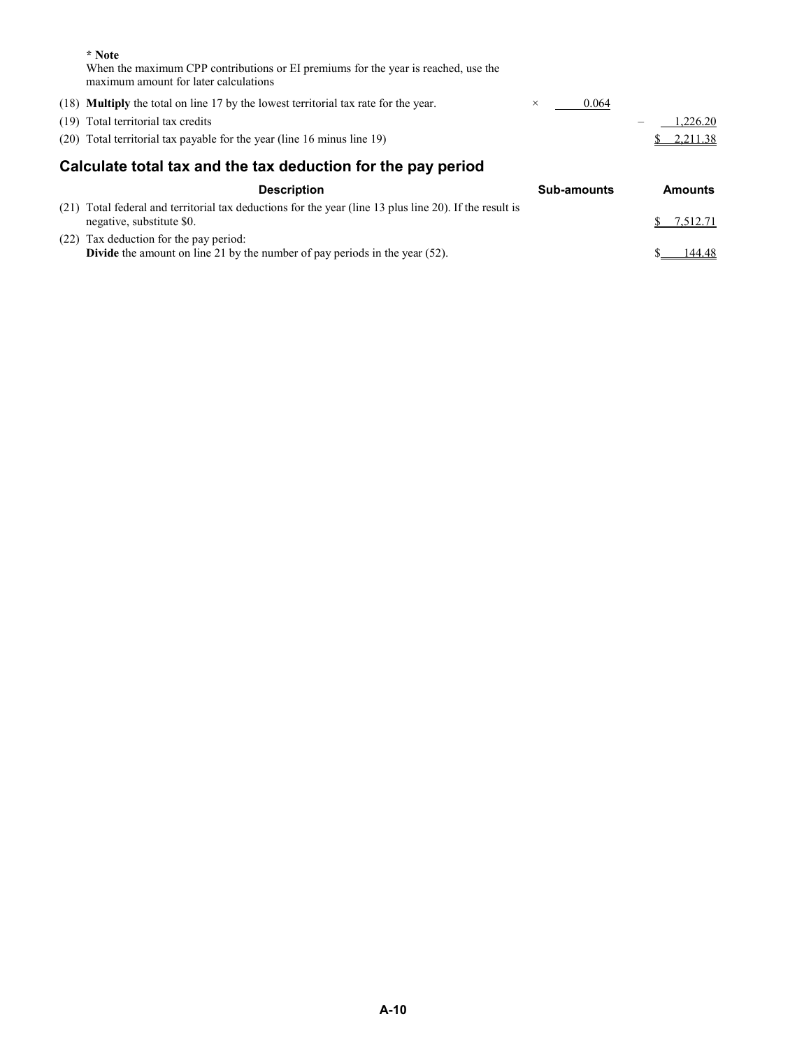**\* Note**
When the maximum CPP contributions or EI premiums for the year is reached, use the maximum amount for later calculations

| | | | |
|---|---|---|---|
| (18) | **Multiply** the total on line 17 by the lowest territorial tax rate for the year. | × 0.064 | |
| (19) | Total territorial tax credits | | – 1,226.20 |
| (20) | Total territorial tax payable for the year (line 16 minus line 19) | | $ 2,211.38 |

## Calculate total tax and the tax deduction for the pay period

| | Description | Sub-amounts | Amounts |
|---|---|---|---|
| (21) | Total federal and territorial tax deductions for the year (line 13 plus line 20). If the result is negative, substitute $0. | | $ 7,512.71 |
| (22) | Tax deduction for the pay period:<br>**Divide** the amount on line 21 by the number of pay periods in the year (52). | | $ 144.48 |